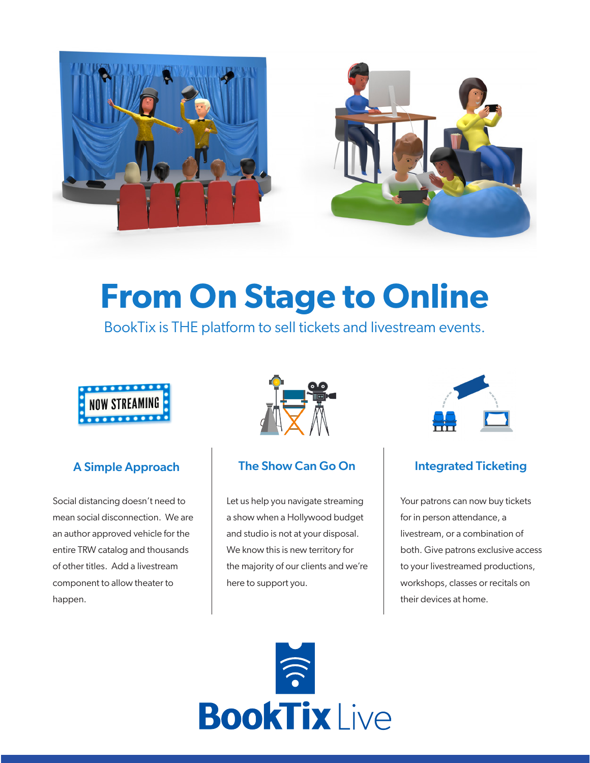# From On Stage to Online

BookTix is THE platform to sell tickets and livestream events.

NOW STREAMING

### A Simple Approach

Social distancing doesn't need to mean social disconnection. We are an author approved vehicle for the entire TRW catalog and thousands of other titles. Add a livestream component to allow theater to happen.

### The Show Can Go On

Let us help you navigate streaming a show when a Hollywood budget and studio is not at your disposal. We know this is new territory for the majority of our clients and we're here to support you.

### Integrated Ticketing

Your patrons can now buy tickets for in person attendance, a livestream, or a combination of both. Give patrons exclusive access to your livestreamed productions, workshops, classes or recitals on their devices at home.

**BookTix** Live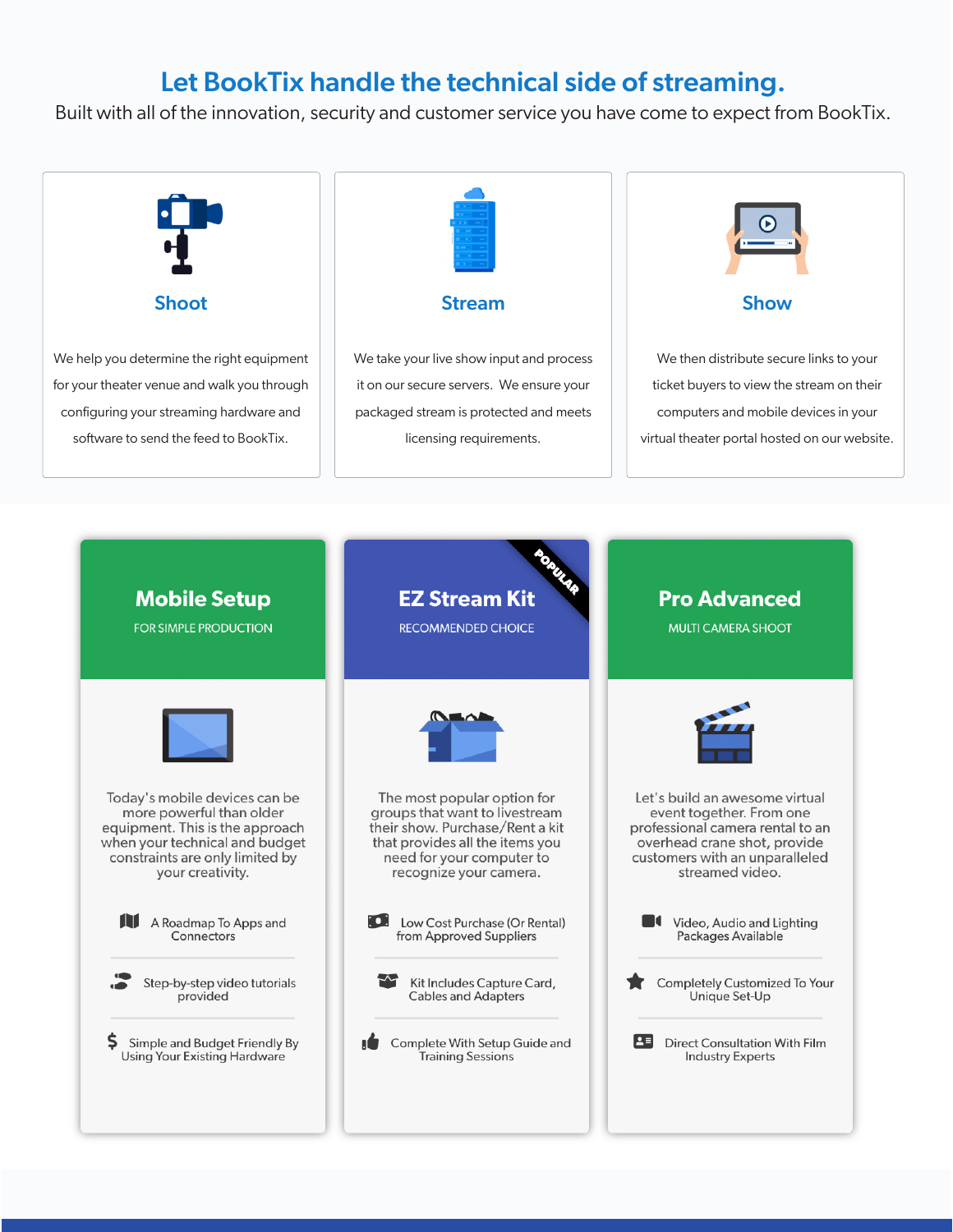# Let BookTix handle the technical side of streaming.

Built with all of the innovation, security and customer service you have come to expect from BookTix.

### Shoot

We help you determine the right equipment for your theater venue and walk you through configuring your streaming hardware and software to send the feed to BookTix.

### Stream

We take your live show input and process it on our secure servers. We ensure your packaged stream is protected and meets licensing requirements.

### Show

We then distribute secure links to your ticket buyers to view the stream on their computers and mobile devices in your virtual theater portal hosted on our website.

## Mobile Setup

FOR SIMPLE PRODUCTION

Today's mobile devices can be more powerful than older equipment. This is the approach when your technical and budget constraints are only limited by your creativity.

- A Roadmap To Apps and Connectors
- Step-by-step video tutorials provided
- Simple and Budget Friendly By Using Your Existing Hardware

## EZ Stream Kit

POPULAR

RECOMMENDED CHOICE

The most popular option for groups that want to livestream their show. Purchase/Rent a kit that provides all the items you need for your computer to recognize your camera.

- Low Cost Purchase (Or Rental) from Approved Suppliers
- Kit Includes Capture Card, Cables and Adapters
- Complete With Setup Guide and Training Sessions

## Pro Advanced

MULTI CAMERA SHOOT

Let's build an awesome virtual event together. From one professional camera rental to an overhead crane shot, provide customers with an unparalleled streamed video.

- Video, Audio and Lighting Packages Available
- Completely Customized To Your Unique Set-Up
- Direct Consultation With Film Industry Experts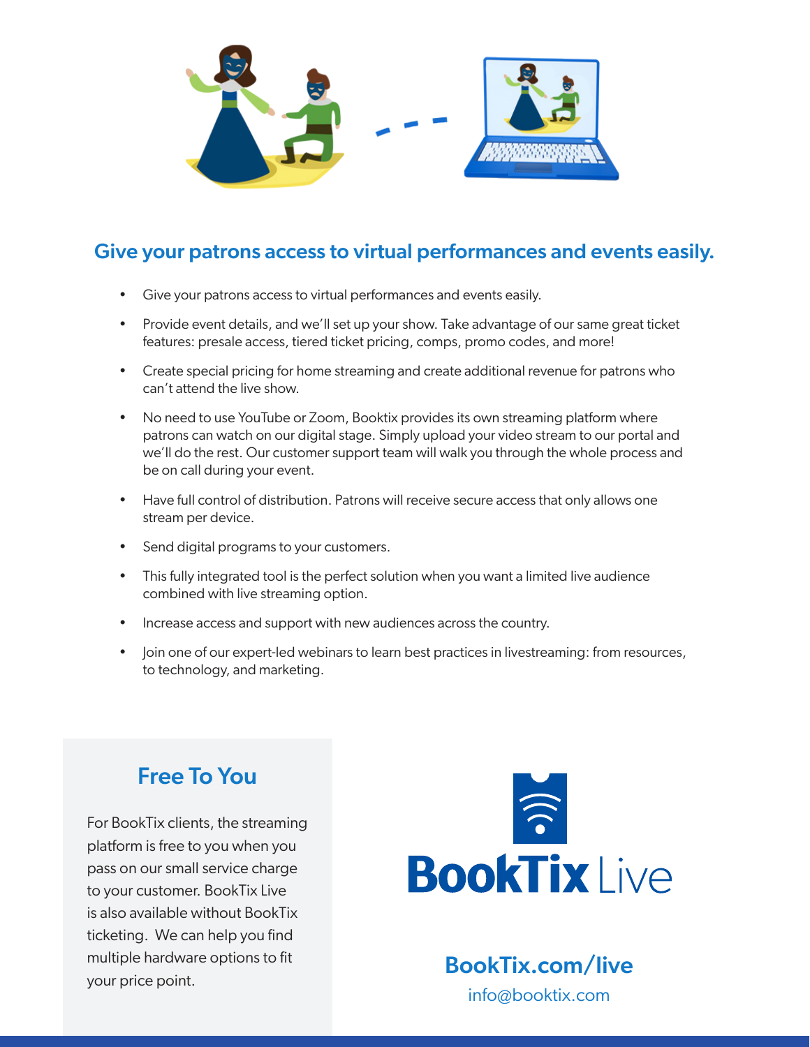## Give your patrons access to virtual performances and events easily.

- Give your patrons access to virtual performances and events easily.
- Provide event details, and we'll set up your show. Take advantage of our same great ticket features: presale access, tiered ticket pricing, comps, promo codes, and more!
- Create special pricing for home streaming and create additional revenue for patrons who can't attend the live show.
- No need to use YouTube or Zoom, Booktix provides its own streaming platform where patrons can watch on our digital stage. Simply upload your video stream to our portal and we'll do the rest. Our customer support team will walk you through the whole process and be on call during your event.
- Have full control of distribution. Patrons will receive secure access that only allows one stream per device.
- Send digital programs to your customers.
- This fully integrated tool is the perfect solution when you want a limited live audience combined with live streaming option.
- Increase access and support with new audiences across the country.
- Join one of our expert-led webinars to learn best practices in livestreaming: from resources, to technology, and marketing.

### Free To You

For BookTix clients, the streaming platform is free to you when you pass on our small service charge to your customer. BookTix Live is also available without BookTix ticketing. We can help you find multiple hardware options to fit your price point.

**BookTix** Live

**BookTix.com/live**

info@booktix.com